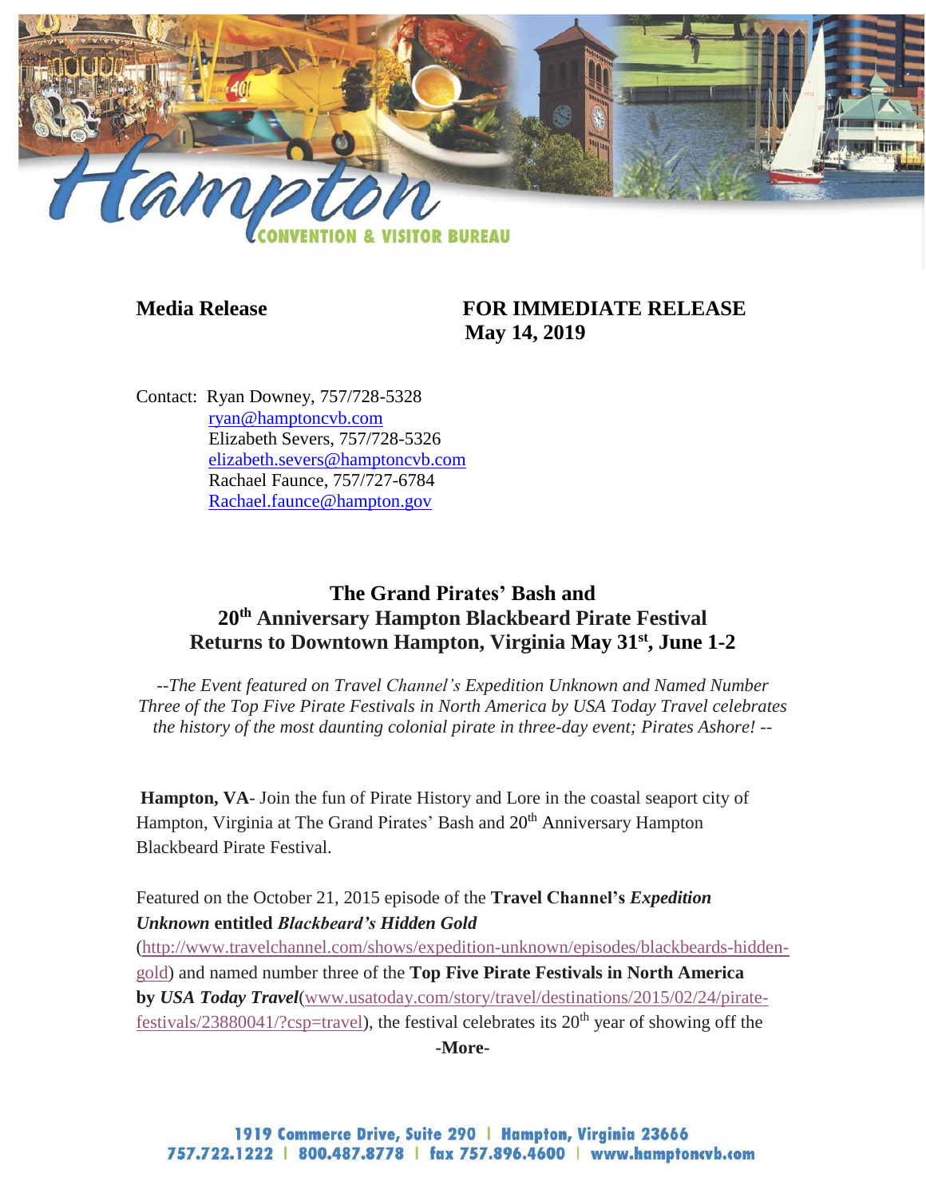**Media Release** **FOR IMMEDIATE RELEASE**
**May 14, 2019**

Contact: Ryan Downey, 757/728-5328
ryan@hamptoncvb.com
Elizabeth Severs, 757/728-5326
elizabeth.severs@hamptoncvb.com
Rachael Faunce, 757/727-6784
Rachael.faunce@hampton.gov

# The Grand Pirates' Bash and 20th Anniversary Hampton Blackbeard Pirate Festival Returns to Downtown Hampton, Virginia May 31st, June 1-2

*--The Event featured on Travel Channel's Expedition Unknown and Named Number Three of the Top Five Pirate Festivals in North America by USA Today Travel celebrates the history of the most daunting colonial pirate in three-day event; Pirates Ashore! --*

**Hampton, VA**- Join the fun of Pirate History and Lore in the coastal seaport city of Hampton, Virginia at The Grand Pirates' Bash and 20th Anniversary Hampton Blackbeard Pirate Festival.

Featured on the October 21, 2015 episode of the **Travel Channel's *Expedition Unknown* entitled *Blackbeard's Hidden Gold*** (http://www.travelchannel.com/shows/expedition-unknown/episodes/blackbeards-hidden-gold) and named number three of the **Top Five Pirate Festivals in North America by *USA Today Travel***(www.usatoday.com/story/travel/destinations/2015/02/24/pirate-festivals/23880041/?csp=travel), the festival celebrates its 20th year of showing off the

**-More-**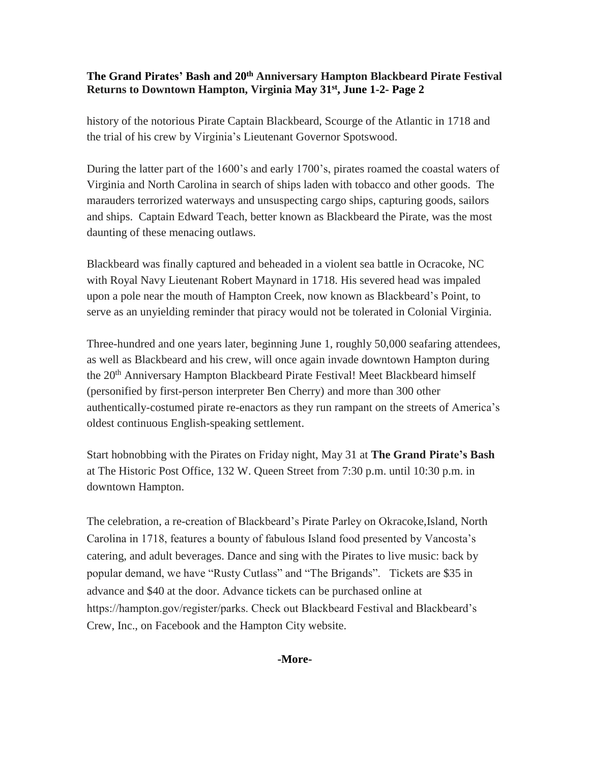history of the notorious Pirate Captain Blackbeard, Scourge of the Atlantic in 1718 and the trial of his crew by Virginia's Lieutenant Governor Spotswood.

During the latter part of the 1600's and early 1700's, pirates roamed the coastal waters of Virginia and North Carolina in search of ships laden with tobacco and other goods. The marauders terrorized waterways and unsuspecting cargo ships, capturing goods, sailors and ships. Captain Edward Teach, better known as Blackbeard the Pirate, was the most daunting of these menacing outlaws.

Blackbeard was finally captured and beheaded in a violent sea battle in Ocracoke, NC with Royal Navy Lieutenant Robert Maynard in 1718. His severed head was impaled upon a pole near the mouth of Hampton Creek, now known as Blackbeard's Point, to serve as an unyielding reminder that piracy would not be tolerated in Colonial Virginia.

Three-hundred and one years later, beginning June 1, roughly 50,000 seafaring attendees, as well as Blackbeard and his crew, will once again invade downtown Hampton during the 20th Anniversary Hampton Blackbeard Pirate Festival! Meet Blackbeard himself (personified by first-person interpreter Ben Cherry) and more than 300 other authentically-costumed pirate re-enactors as they run rampant on the streets of America's oldest continuous English-speaking settlement.

Start hobnobbing with the Pirates on Friday night, May 31 at **The Grand Pirate's Bash** at The Historic Post Office, 132 W. Queen Street from 7:30 p.m. until 10:30 p.m. in downtown Hampton.

The celebration, a re-creation of Blackbeard's Pirate Parley on Okracoke,Island, North Carolina in 1718, features a bounty of fabulous Island food presented by Vancosta's catering, and adult beverages. Dance and sing with the Pirates to live music: back by popular demand, we have "Rusty Cutlass" and "The Brigands". Tickets are $35 in advance and $40 at the door. Advance tickets can be purchased online at https://hampton.gov/register/parks. Check out Blackbeard Festival and Blackbeard's Crew, Inc., on Facebook and the Hampton City website.

**-More-**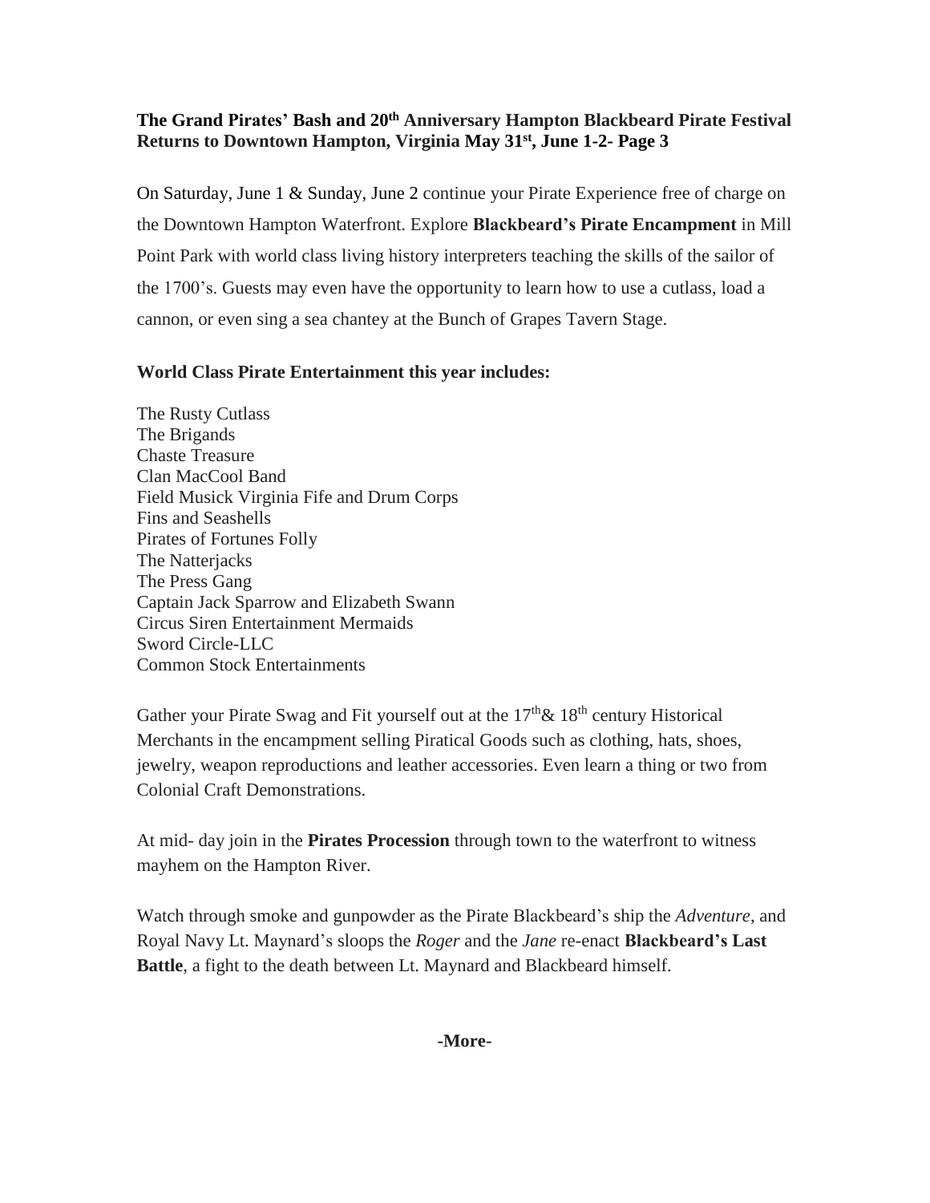**The Grand Pirates' Bash and 20th Anniversary Hampton Blackbeard Pirate Festival Returns to Downtown Hampton, Virginia May 31st, June 1-2- Page 3**

On Saturday, June 1 & Sunday, June 2 continue your Pirate Experience free of charge on the Downtown Hampton Waterfront. Explore **Blackbeard's Pirate Encampment** in Mill Point Park with world class living history interpreters teaching the skills of the sailor of the 1700's. Guests may even have the opportunity to learn how to use a cutlass, load a cannon, or even sing a sea chantey at the Bunch of Grapes Tavern Stage.

**World Class Pirate Entertainment this year includes:**

The Rusty Cutlass
The Brigands
Chaste Treasure
Clan MacCool Band
Field Musick Virginia Fife and Drum Corps
Fins and Seashells
Pirates of Fortunes Folly
The Natterjacks
The Press Gang
Captain Jack Sparrow and Elizabeth Swann
Circus Siren Entertainment Mermaids
Sword Circle-LLC
Common Stock Entertainments

Gather your Pirate Swag and Fit yourself out at the 17th& 18th century Historical Merchants in the encampment selling Piratical Goods such as clothing, hats, shoes, jewelry, weapon reproductions and leather accessories. Even learn a thing or two from Colonial Craft Demonstrations.

At mid- day join in the **Pirates Procession** through town to the waterfront to witness mayhem on the Hampton River.

Watch through smoke and gunpowder as the Pirate Blackbeard's ship the *Adventure*, and Royal Navy Lt. Maynard's sloops the *Roger* and the *Jane* re-enact **Blackbeard's Last Battle**, a fight to the death between Lt. Maynard and Blackbeard himself.

**-More-**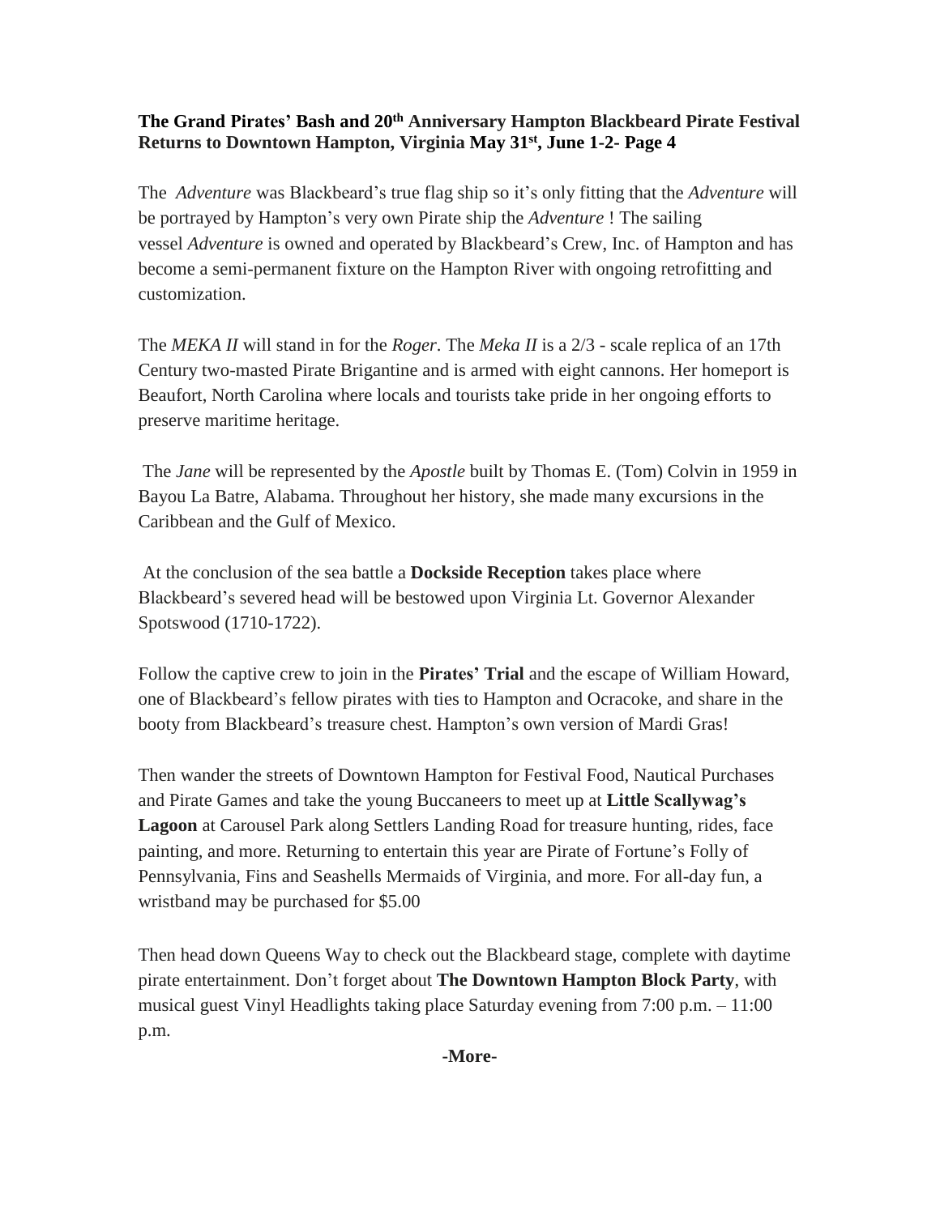**The Grand Pirates' Bash and 20th Anniversary Hampton Blackbeard Pirate Festival Returns to Downtown Hampton, Virginia May 31st, June 1-2- Page 4**

The *Adventure* was Blackbeard's true flag ship so it's only fitting that the *Adventure* will be portrayed by Hampton's very own Pirate ship the *Adventure* ! The sailing vessel *Adventure* is owned and operated by Blackbeard's Crew, Inc. of Hampton and has become a semi-permanent fixture on the Hampton River with ongoing retrofitting and customization.

The *MEKA II* will stand in for the *Roger*. The *Meka II* is a 2/3 - scale replica of an 17th Century two-masted Pirate Brigantine and is armed with eight cannons. Her homeport is Beaufort, North Carolina where locals and tourists take pride in her ongoing efforts to preserve maritime heritage.

The *Jane* will be represented by the *Apostle* built by Thomas E. (Tom) Colvin in 1959 in Bayou La Batre, Alabama. Throughout her history, she made many excursions in the Caribbean and the Gulf of Mexico.

At the conclusion of the sea battle a **Dockside Reception** takes place where Blackbeard's severed head will be bestowed upon Virginia Lt. Governor Alexander Spotswood (1710-1722).

Follow the captive crew to join in the **Pirates' Trial** and the escape of William Howard, one of Blackbeard's fellow pirates with ties to Hampton and Ocracoke, and share in the booty from Blackbeard's treasure chest. Hampton's own version of Mardi Gras!

Then wander the streets of Downtown Hampton for Festival Food, Nautical Purchases and Pirate Games and take the young Buccaneers to meet up at **Little Scallywag's Lagoon** at Carousel Park along Settlers Landing Road for treasure hunting, rides, face painting, and more. Returning to entertain this year are Pirate of Fortune's Folly of Pennsylvania, Fins and Seashells Mermaids of Virginia, and more. For all-day fun, a wristband may be purchased for $5.00

Then head down Queens Way to check out the Blackbeard stage, complete with daytime pirate entertainment. Don't forget about **The Downtown Hampton Block Party**, with musical guest Vinyl Headlights taking place Saturday evening from 7:00 p.m. – 11:00 p.m.

**-More-**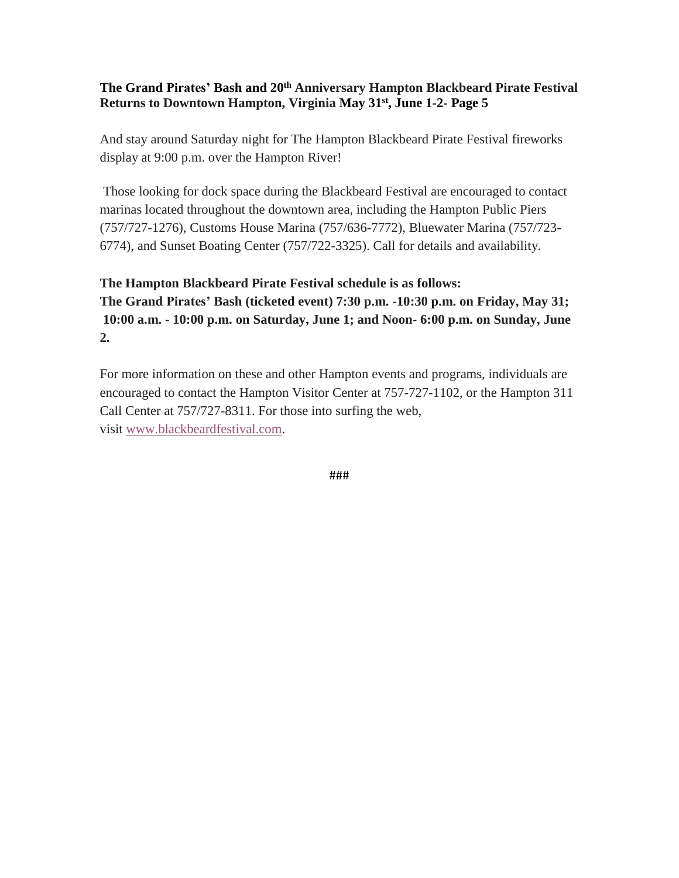**The Grand Pirates' Bash and 20th Anniversary Hampton Blackbeard Pirate Festival Returns to Downtown Hampton, Virginia May 31st, June 1-2- Page 5**

And stay around Saturday night for The Hampton Blackbeard Pirate Festival fireworks display at 9:00 p.m. over the Hampton River!

Those looking for dock space during the Blackbeard Festival are encouraged to contact marinas located throughout the downtown area, including the Hampton Public Piers (757/727-1276), Customs House Marina (757/636-7772), Bluewater Marina (757/723-6774), and Sunset Boating Center (757/722-3325). Call for details and availability.

**The Hampton Blackbeard Pirate Festival schedule is as follows:**
**The Grand Pirates' Bash (ticketed event) 7:30 p.m. -10:30 p.m. on Friday, May 31; 10:00 a.m. - 10:00 p.m. on Saturday, June 1; and Noon- 6:00 p.m. on Sunday, June 2.**

For more information on these and other Hampton events and programs, individuals are encouraged to contact the Hampton Visitor Center at 757-727-1102, or the Hampton 311 Call Center at 757/727-8311. For those into surfing the web, visit [www.blackbeardfestival.com](http://www.blackbeardfestival.com).

###